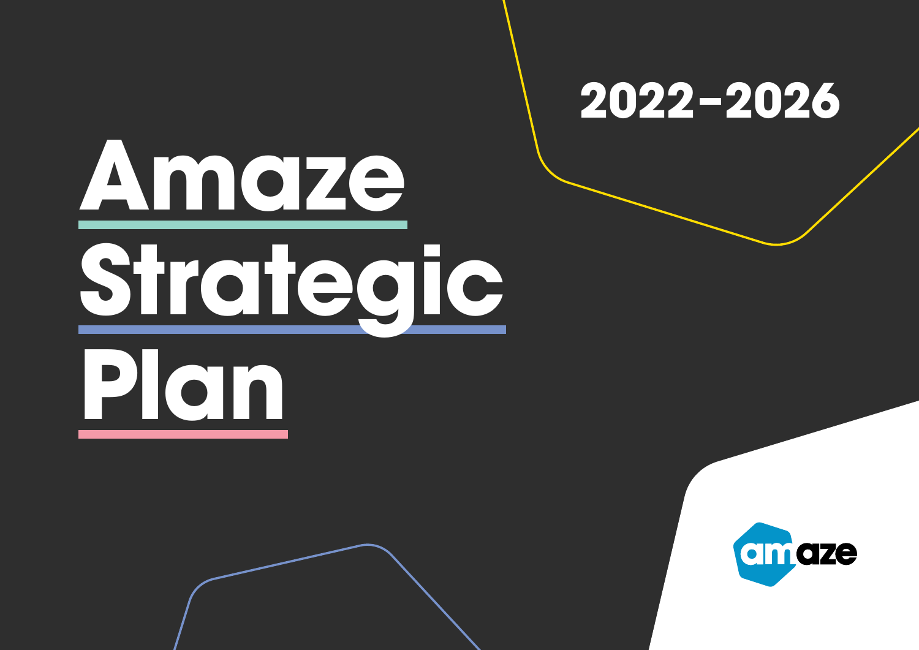2022–2026

# Amaze Strategic Plan

amaze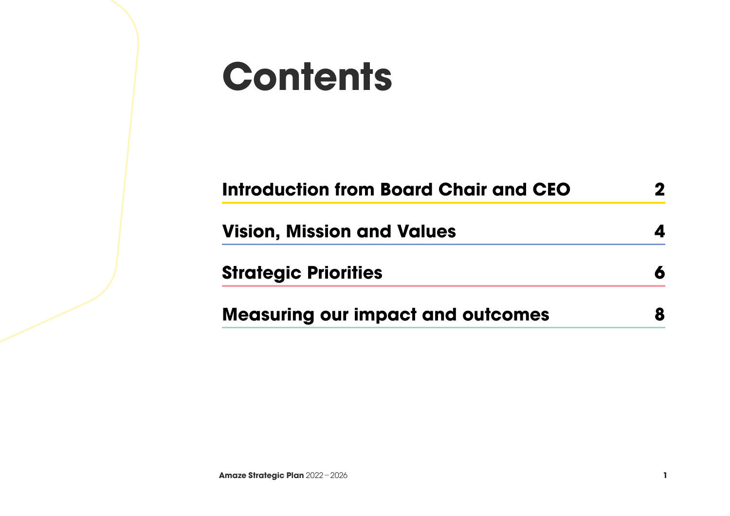# Contents

| | |
|---|---|
| **Introduction from Board Chair and CEO** | **2** |
| **Vision, Mission and Values** | **4** |
| **Strategic Priorities** | **6** |
| **Measuring our impact and outcomes** | **8** |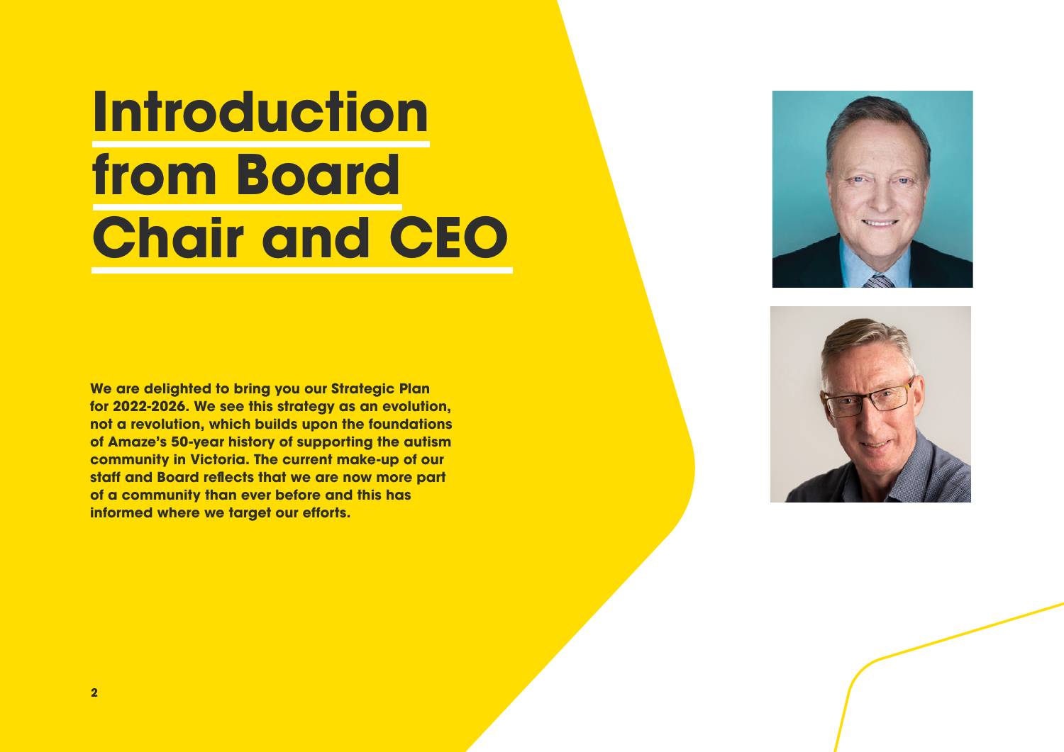# Introduction from Board Chair and CEO

**We are delighted to bring you our Strategic Plan for 2022-2026. We see this strategy as an evolution, not a revolution, which builds upon the foundations of Amaze's 50-year history of supporting the autism community in Victoria. The current make-up of our staff and Board reflects that we are now more part of a community than ever before and this has informed where we target our efforts.**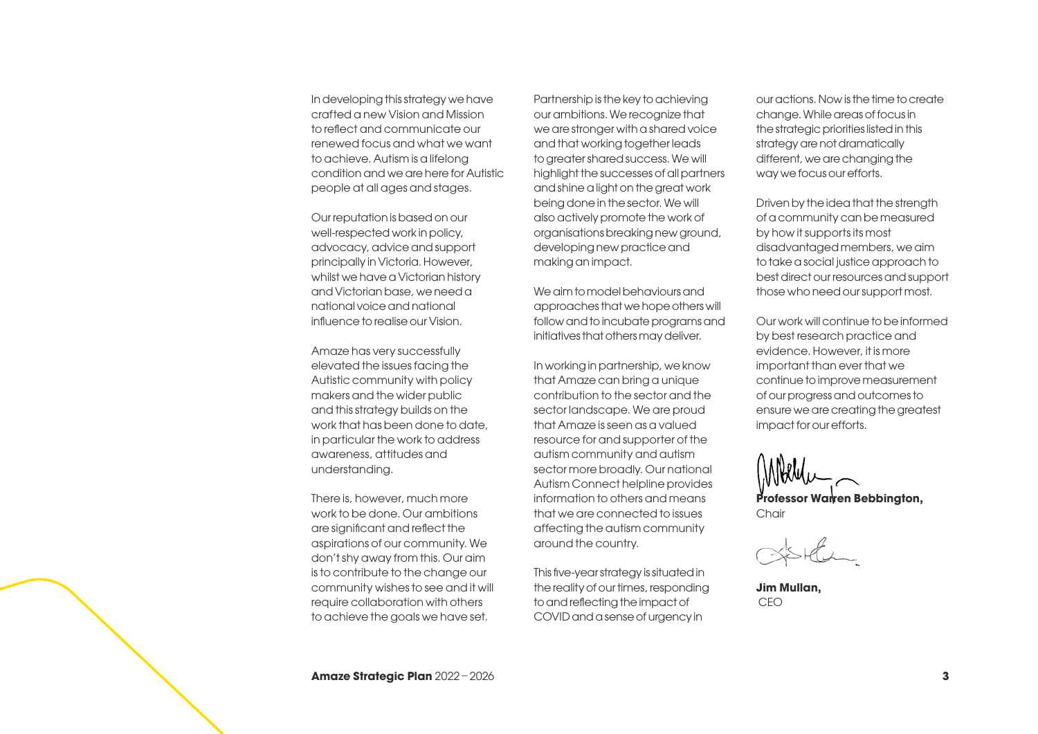In developing this strategy we have crafted a new Vision and Mission to reflect and communicate our renewed focus and what we want to achieve. Autism is a lifelong condition and we are here for Autistic people at all ages and stages.

Our reputation is based on our well-respected work in policy, advocacy, advice and support principally in Victoria. However, whilst we have a Victorian history and Victorian base, we need a national voice and national influence to realise our Vision.

Amaze has very successfully elevated the issues facing the Autistic community with policy makers and the wider public and this strategy builds on the work that has been done to date, in particular the work to address awareness, attitudes and understanding.

There is, however, much more work to be done. Our ambitions are significant and reflect the aspirations of our community. We don't shy away from this. Our aim is to contribute to the change our community wishes to see and it will require collaboration with others to achieve the goals we have set.

Partnership is the key to achieving our ambitions. We recognize that we are stronger with a shared voice and that working together leads to greater shared success. We will highlight the successes of all partners and shine a light on the great work being done in the sector. We will also actively promote the work of organisations breaking new ground, developing new practice and making an impact.

We aim to model behaviours and approaches that we hope others will follow and to incubate programs and initiatives that others may deliver.

In working in partnership, we know that Amaze can bring a unique contribution to the sector and the sector landscape. We are proud that Amaze is seen as a valued resource for and supporter of the autism community and autism sector more broadly. Our national Autism Connect helpline provides information to others and means that we are connected to issues affecting the autism community around the country.

This five-year strategy is situated in the reality of our times, responding to and reflecting the impact of COVID and a sense of urgency in our actions. Now is the time to create change. While areas of focus in the strategic priorities listed in this strategy are not dramatically different, we are changing the way we focus our efforts.

Driven by the idea that the strength of a community can be measured by how it supports its most disadvantaged members, we aim to take a social justice approach to best direct our resources and support those who need our support most.

Our work will continue to be informed by best research practice and evidence. However, it is more important than ever that we continue to improve measurement of our progress and outcomes to ensure we are creating the greatest impact for our efforts.

**Professor Warren Bebbington,**
Chair

**Jim Mullan,**
CEO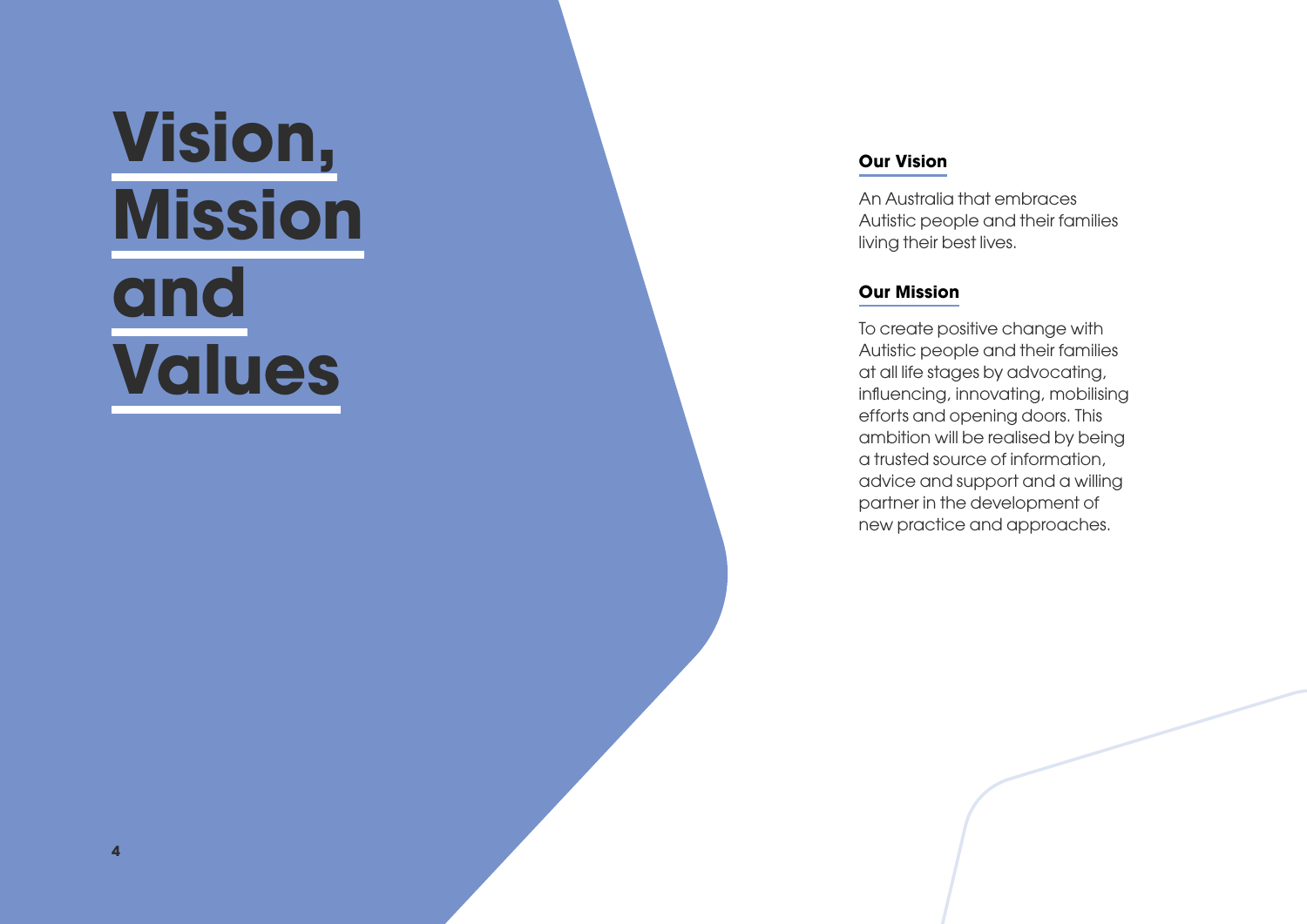# Vision, Mission and Values

## Our Vision

An Australia that embraces Autistic people and their families living their best lives.

## Our Mission

To create positive change with Autistic people and their families at all life stages by advocating, influencing, innovating, mobilising efforts and opening doors. This ambition will be realised by being a trusted source of information, advice and support and a willing partner in the development of new practice and approaches.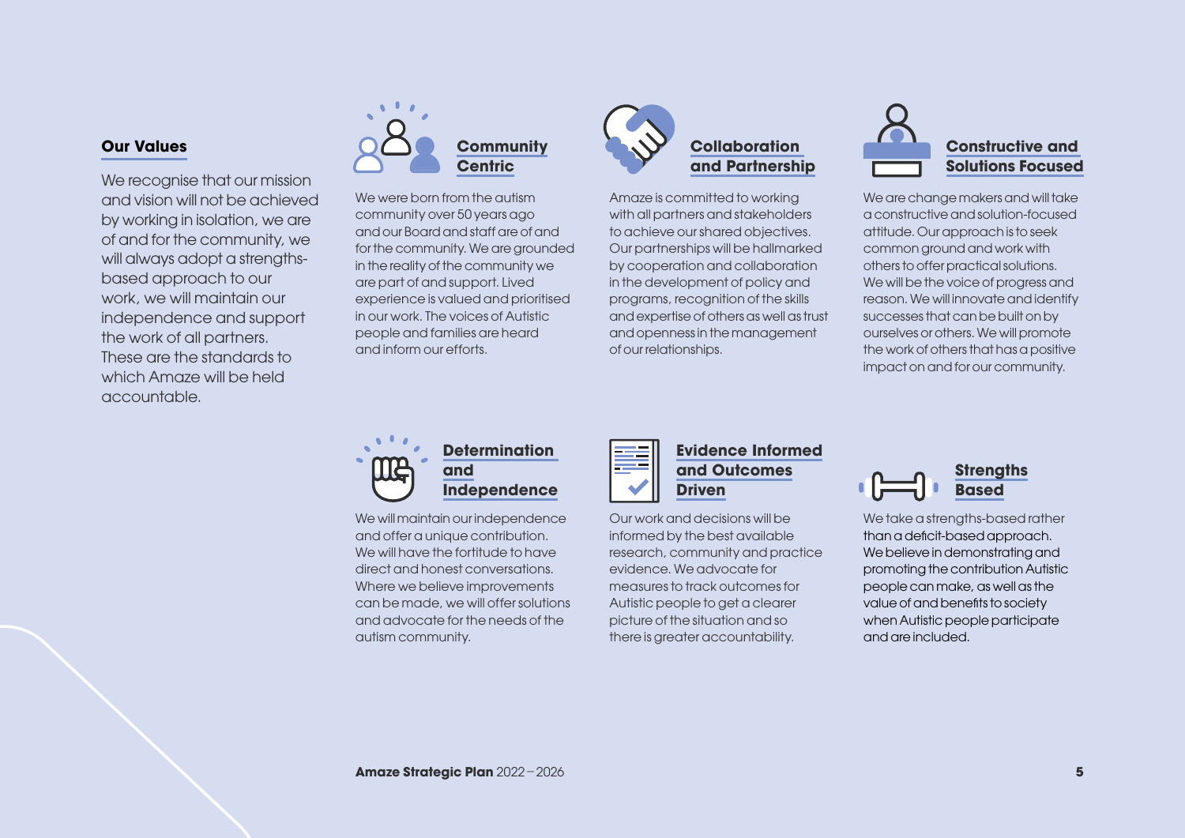## Our Values

We recognise that our mission and vision will not be achieved by working in isolation, we are of and for the community, we will always adopt a strengths-based approach to our work, we will maintain our independence and support the work of all partners. These are the standards to which Amaze will be held accountable.

### Community Centric

We were born from the autism community over 50 years ago and our Board and staff are of and for the community. We are grounded in the reality of the community we are part of and support. Lived experience is valued and prioritised in our work. The voices of Autistic people and families are heard and inform our efforts.

### Collaboration and Partnership

Amaze is committed to working with all partners and stakeholders to achieve our shared objectives. Our partnerships will be hallmarked by cooperation and collaboration in the development of policy and programs, recognition of the skills and expertise of others as well as trust and openness in the management of our relationships.

### Constructive and Solutions Focused

We are change makers and will take a constructive and solution-focused attitude. Our approach is to seek common ground and work with others to offer practical solutions. We will be the voice of progress and reason. We will innovate and identify successes that can be built on by ourselves or others. We will promote the work of others that has a positive impact on and for our community.

### Determination and Independence

We will maintain our independence and offer a unique contribution. We will have the fortitude to have direct and honest conversations. Where we believe improvements can be made, we will offer solutions and advocate for the needs of the autism community.

### Evidence Informed and Outcomes Driven

Our work and decisions will be informed by the best available research, community and practice evidence. We advocate for measures to track outcomes for Autistic people to get a clearer picture of the situation and so there is greater accountability.

### Strengths Based

We take a strengths-based rather than a deficit-based approach. We believe in demonstrating and promoting the contribution Autistic people can make, as well as the value of and benefits to society when Autistic people participate and are included.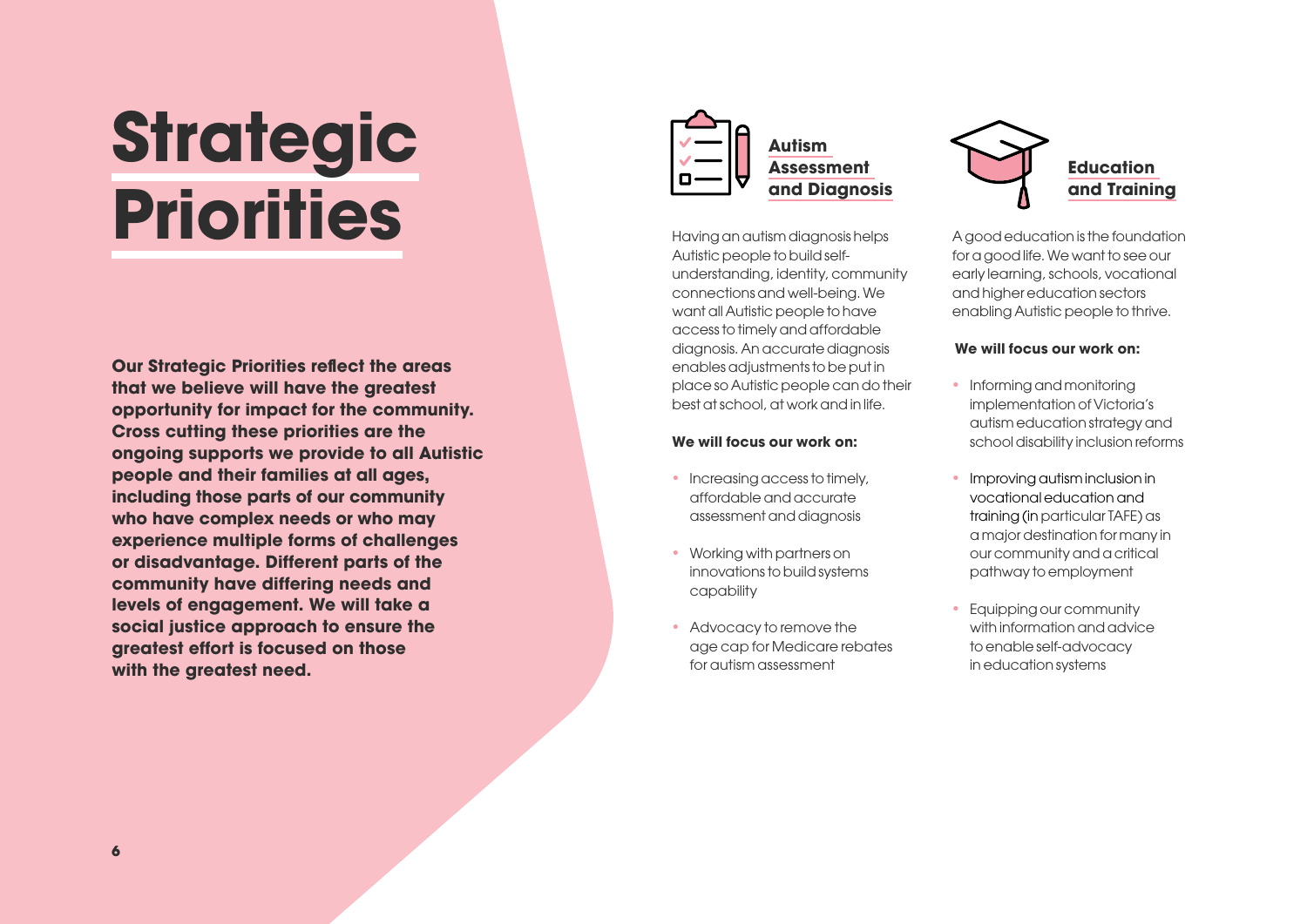# Strategic Priorities

**Our Strategic Priorities reflect the areas that we believe will have the greatest opportunity for impact for the community. Cross cutting these priorities are the ongoing supports we provide to all Autistic people and their families at all ages, including those parts of our community who have complex needs or who may experience multiple forms of challenges or disadvantage. Different parts of the community have differing needs and levels of engagement. We will take a social justice approach to ensure the greatest effort is focused on those with the greatest need.**

## Autism Assessment and Diagnosis

Having an autism diagnosis helps Autistic people to build self-understanding, identity, community connections and well-being. We want all Autistic people to have access to timely and affordable diagnosis. An accurate diagnosis enables adjustments to be put in place so Autistic people can do their best at school, at work and in life.

**We will focus our work on:**

- Increasing access to timely, affordable and accurate assessment and diagnosis
- Working with partners on innovations to build systems capability
- Advocacy to remove the age cap for Medicare rebates for autism assessment

## Education and Training

A good education is the foundation for a good life. We want to see our early learning, schools, vocational and higher education sectors enabling Autistic people to thrive.

**We will focus our work on:**

- Informing and monitoring implementation of Victoria's autism education strategy and school disability inclusion reforms
- Improving autism inclusion in vocational education and training (in particular TAFE) as a major destination for many in our community and a critical pathway to employment
- Equipping our community with information and advice to enable self-advocacy in education systems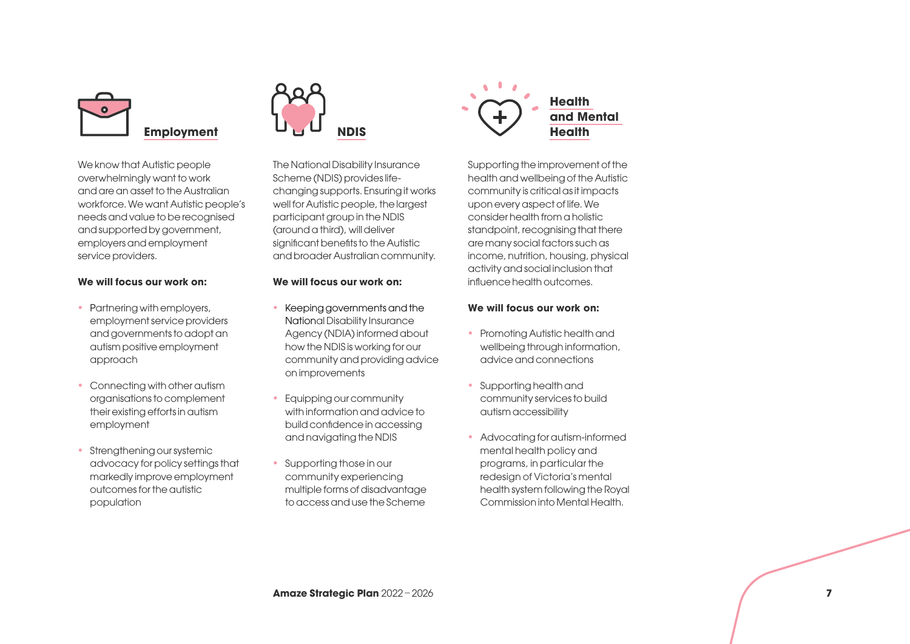## Employment

We know that Autistic people overwhelmingly want to work and are an asset to the Australian workforce. We want Autistic people's needs and value to be recognised and supported by government, employers and employment service providers.

**We will focus our work on:**

- Partnering with employers, employment service providers and governments to adopt an autism positive employment approach
- Connecting with other autism organisations to complement their existing efforts in autism employment
- Strengthening our systemic advocacy for policy settings that markedly improve employment outcomes for the autistic population

## NDIS

The National Disability Insurance Scheme (NDIS) provides life-changing supports. Ensuring it works well for Autistic people, the largest participant group in the NDIS (around a third), will deliver significant benefits to the Autistic and broader Australian community.

**We will focus our work on:**

- Keeping governments and the National Disability Insurance Agency (NDIA) informed about how the NDIS is working for our community and providing advice on improvements
- Equipping our community with information and advice to build confidence in accessing and navigating the NDIS
- Supporting those in our community experiencing multiple forms of disadvantage to access and use the Scheme

## Health and Mental Health

Supporting the improvement of the health and wellbeing of the Autistic community is critical as it impacts upon every aspect of life. We consider health from a holistic standpoint, recognising that there are many social factors such as income, nutrition, housing, physical activity and social inclusion that influence health outcomes.

**We will focus our work on:**

- Promoting Autistic health and wellbeing through information, advice and connections
- Supporting health and community services to build autism accessibility
- Advocating for autism-informed mental health policy and programs, in particular the redesign of Victoria's mental health system following the Royal Commission into Mental Health.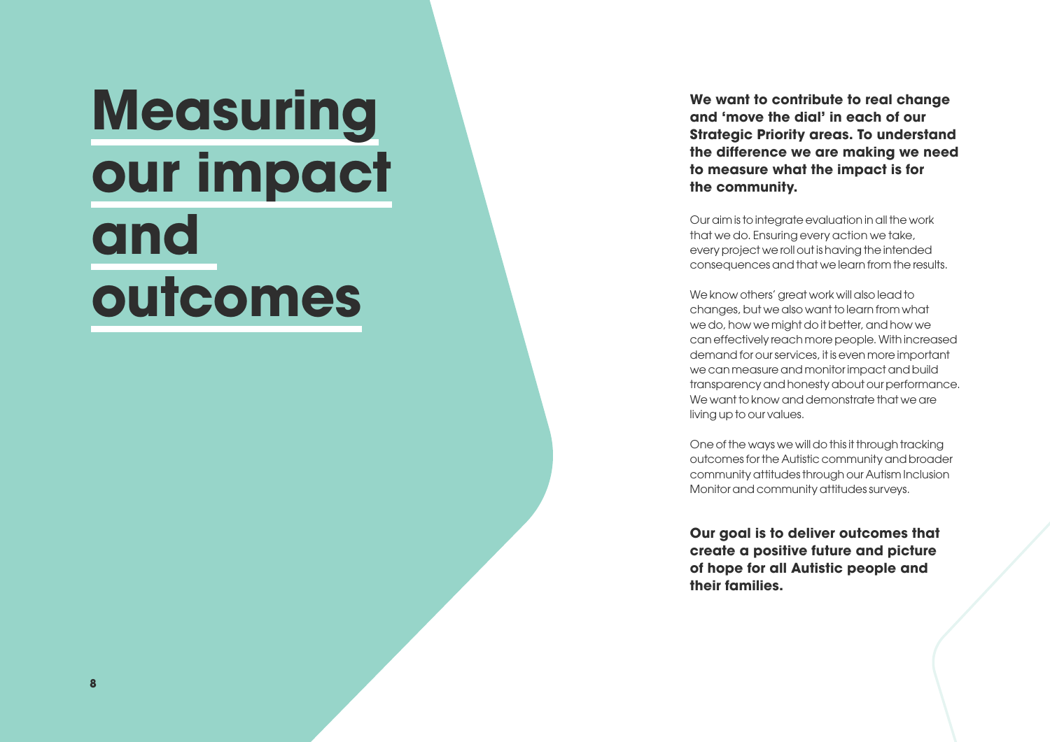# Measuring our impact and outcomes

**We want to contribute to real change and 'move the dial' in each of our Strategic Priority areas. To understand the difference we are making we need to measure what the impact is for the community.**

Our aim is to integrate evaluation in all the work that we do. Ensuring every action we take, every project we roll out is having the intended consequences and that we learn from the results.

We know others' great work will also lead to changes, but we also want to learn from what we do, how we might do it better, and how we can effectively reach more people. With increased demand for our services, it is even more important we can measure and monitor impact and build transparency and honesty about our performance. We want to know and demonstrate that we are living up to our values.

One of the ways we will do this it through tracking outcomes for the Autistic community and broader community attitudes through our Autism Inclusion Monitor and community attitudes surveys.

**Our goal is to deliver outcomes that create a positive future and picture of hope for all Autistic people and their families.**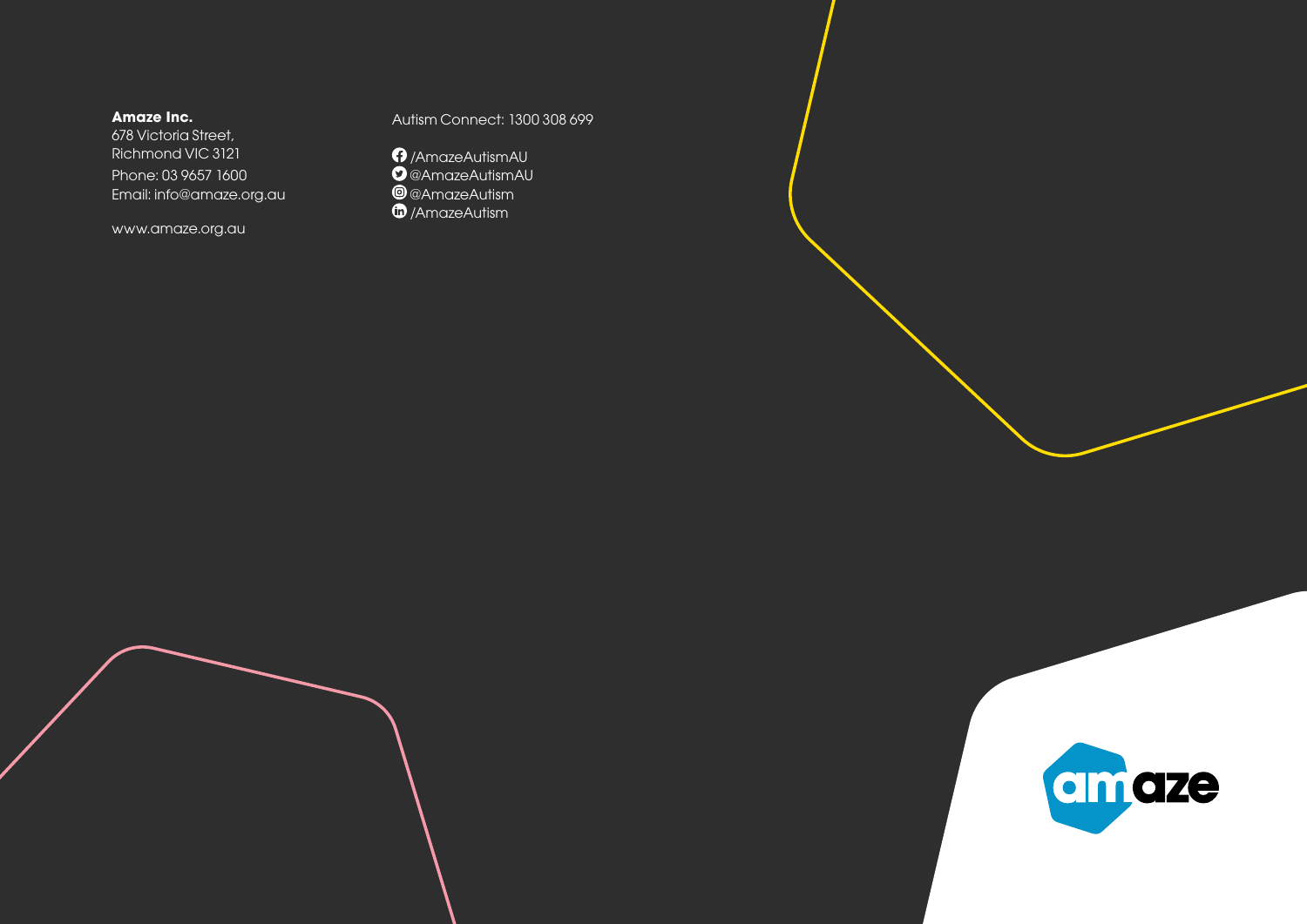**Amaze Inc.**
678 Victoria Street,
Richmond VIC 3121
Phone: 03 9657 1600
Email: info@amaze.org.au

www.amaze.org.au

Autism Connect: 1300 308 699

/AmazeAutismAU
@AmazeAutismAU
@AmazeAutism
/AmazeAutism